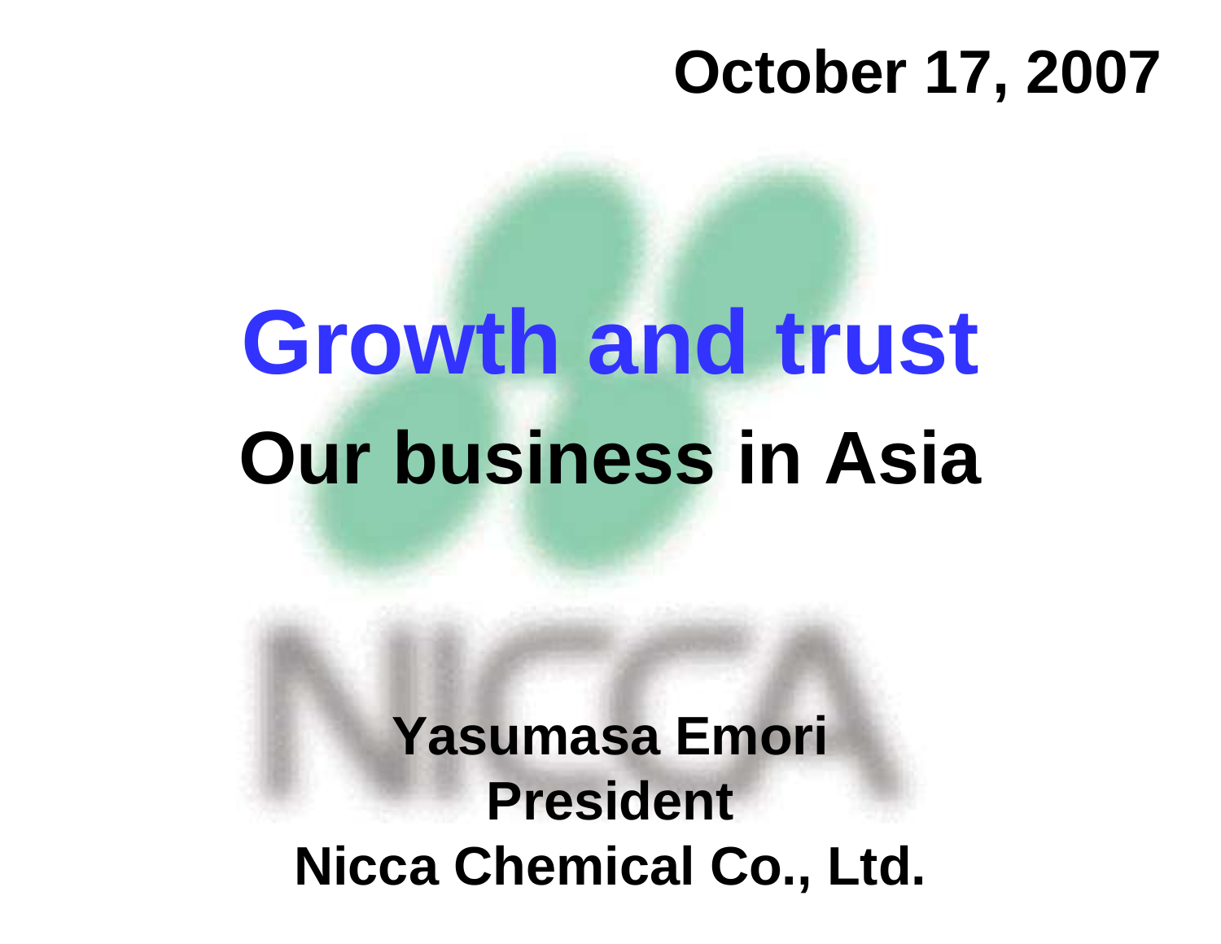October 17, 2007

# Growth and trust

## Our business in Asia

**Yasumasa Emori**
**President**
**Nicca Chemical Co., Ltd.**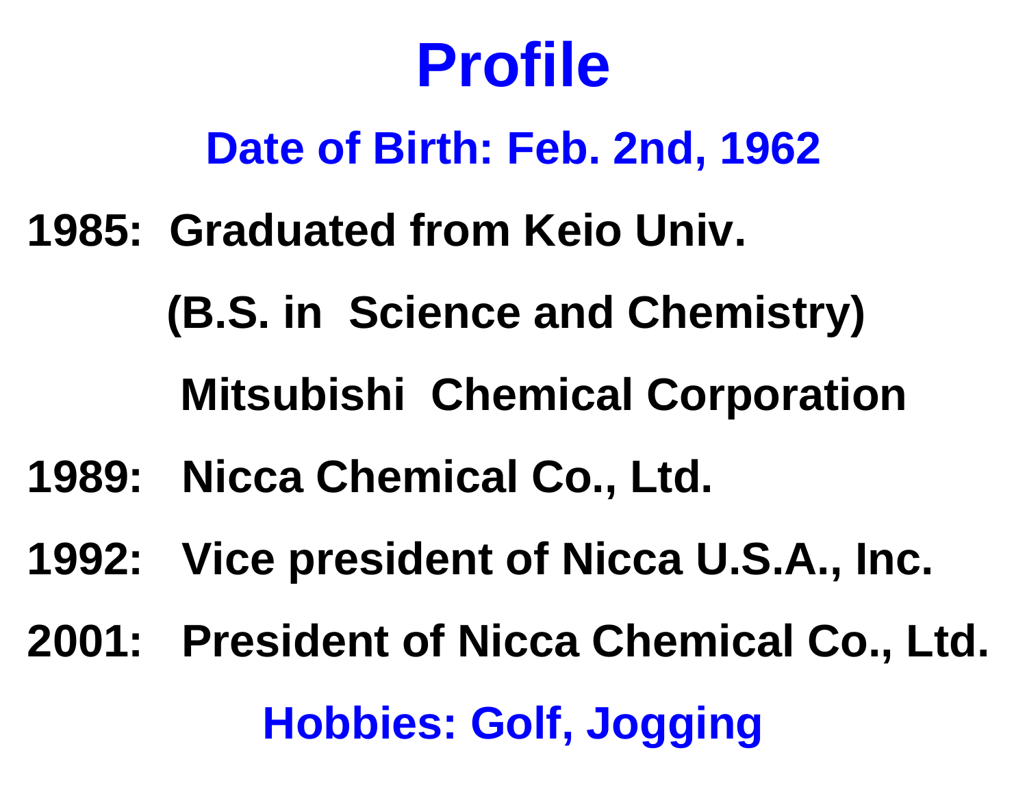# Profile

**Date of Birth: Feb. 2nd, 1962**

**1985: Graduated from Keio Univ.**

**(B.S. in Science and Chemistry)**

**Mitsubishi Chemical Corporation**

**1989: Nicca Chemical Co., Ltd.**

**1992: Vice president of Nicca U.S.A., Inc.**

**2001: President of Nicca Chemical Co., Ltd.**

**Hobbies: Golf, Jogging**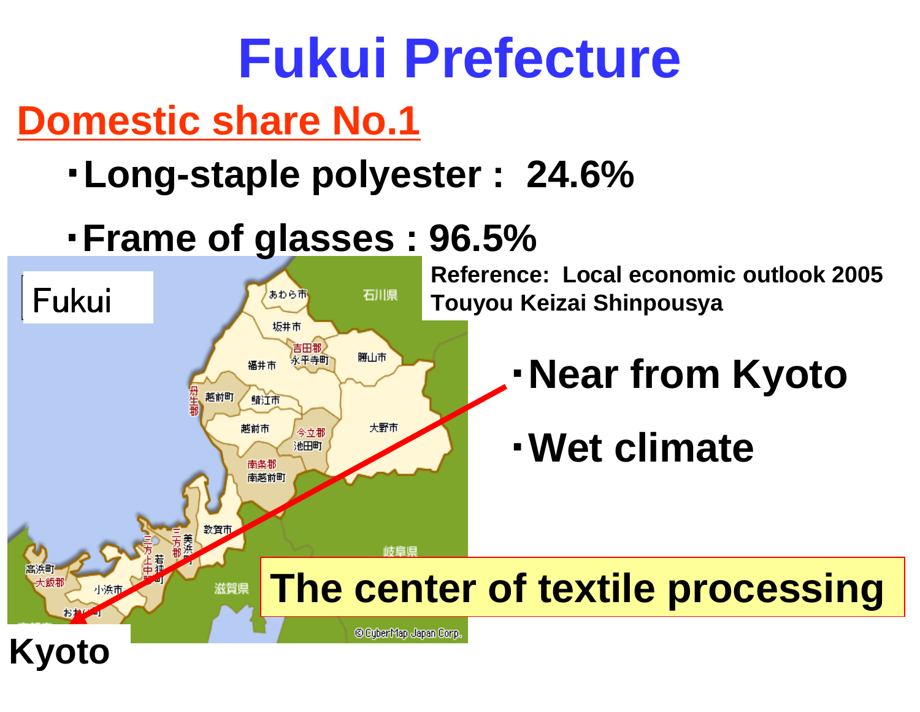# Fukui Prefecture

## Domestic share No.1

- **Long-staple polyester : 24.6%**
- **Frame of glasses : 96.5%**

**Reference: Local economic outlook 2005 Touyou Keizai Shinpousya**

Fukui

Kyoto

- **Near from Kyoto**
- **Wet climate**

**The center of textile processing**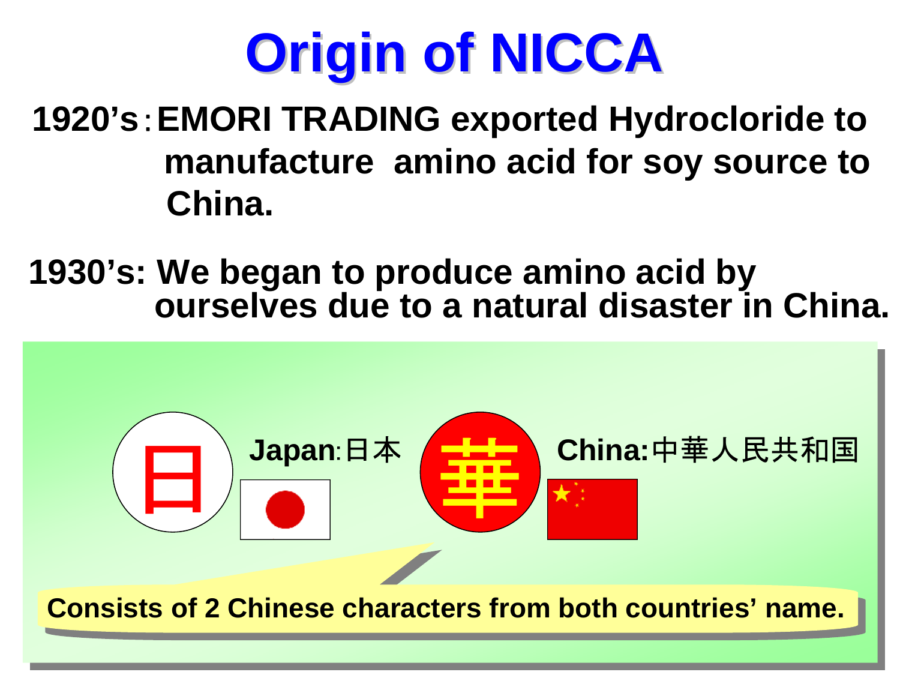# Origin of NICCA

**1920's**：**EMORI TRADING exported Hydrocloride to manufacture amino acid for soy source to China.**

**1930's: We began to produce amino acid by ourselves due to a natural disaster in China.**

日 **Japan**:日本

華 **China:**中華人民共和国

**Consists of 2 Chinese characters from both countries' name.**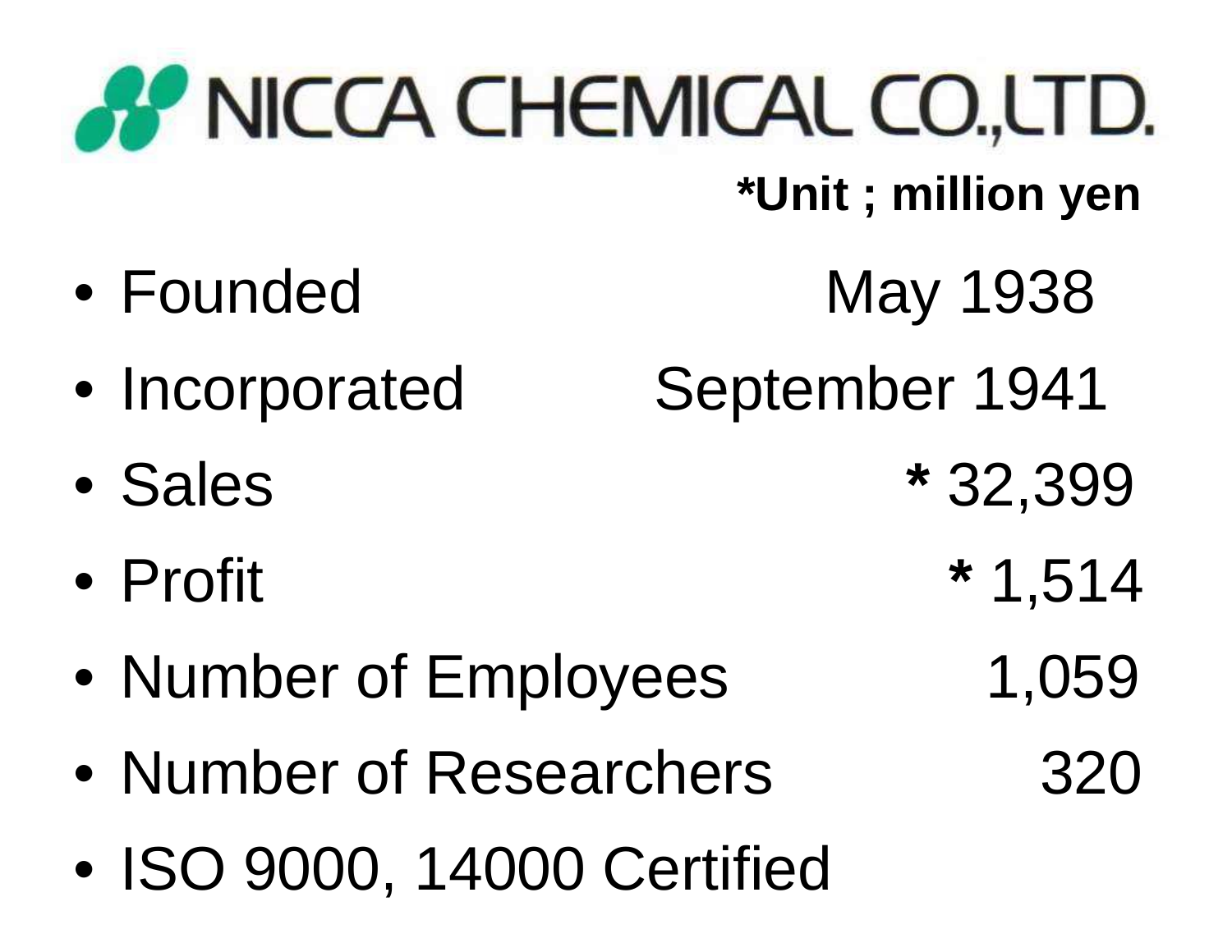# NICCA CHEMICAL CO.,LTD.

*Unit ; million yen

- Founded May 1938
- Incorporated September 1941
- Sales * 32,399
- Profit * 1,514
- Number of Employees 1,059
- Number of Researchers 320
- ISO 9000, 14000 Certified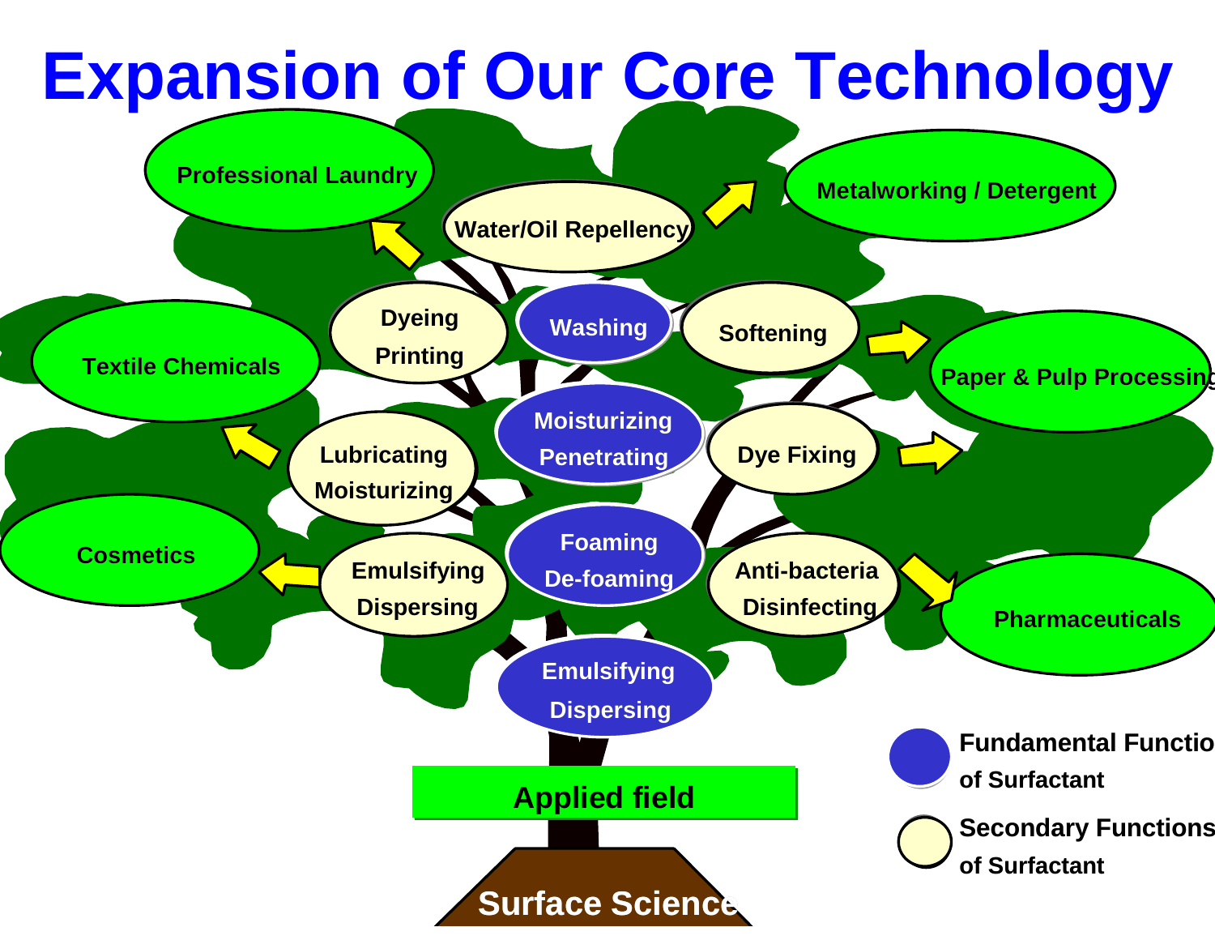# Expansion of Our Core Technology

- Professional Laundry
- Water/Oil Repellency
- Metalworking / Detergent
- Dyeing Printing
- Washing
- Softening
- Textile Chemicals
- Paper & Pulp Processing
- Moisturizing Penetrating
- Lubricating Moisturizing
- Dye Fixing
- Cosmetics
- Foaming De-foaming
- Emulsifying Dispersing
- Anti-bacteria Disinfecting
- Pharmaceuticals
- Emulsifying Dispersing

Applied field

Surface Science

Fundamental Functions of Surfactant

Secondary Functions of Surfactant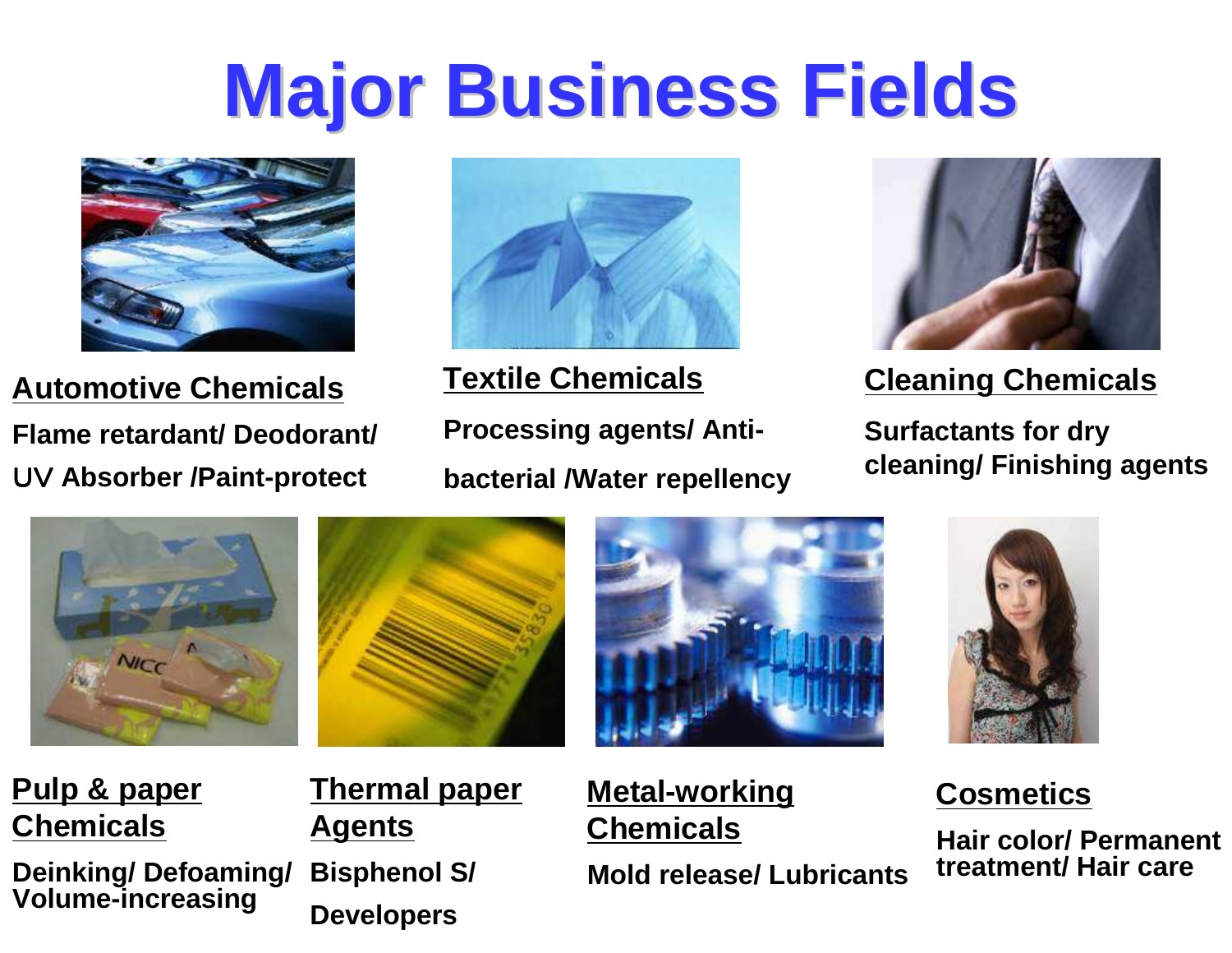# Major Business Fields

**Automotive Chemicals**

**Flame retardant/ Deodorant/ UV Absorber /Paint-protect**

**Textile Chemicals**

**Processing agents/ Anti-bacterial /Water repellency**

**Cleaning Chemicals**

**Surfactants for dry cleaning/ Finishing agents**

**Pulp & paper Chemicals**

**Deinking/ Defoaming/ Volume-increasing**

**Thermal paper Agents**

**Bisphenol S/ Developers**

**Metal-working Chemicals**

**Mold release/ Lubricants**

**Cosmetics**

**Hair color/ Permanent treatment/ Hair care**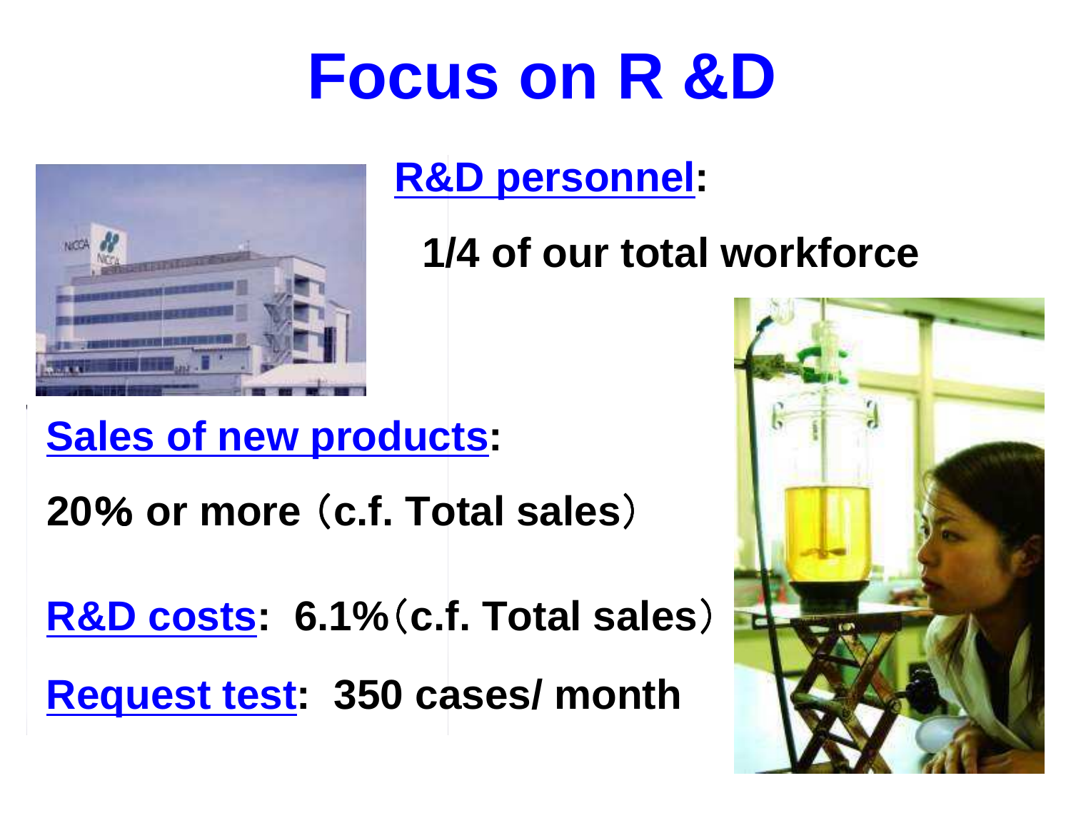# Focus on R &D

**R&D personnel:**

**1/4 of our total workforce**

**Sales of new products:**

**20% or more（c.f. Total sales）**

**R&D costs: 6.1%（c.f. Total sales）**

**Request test: 350 cases/ month**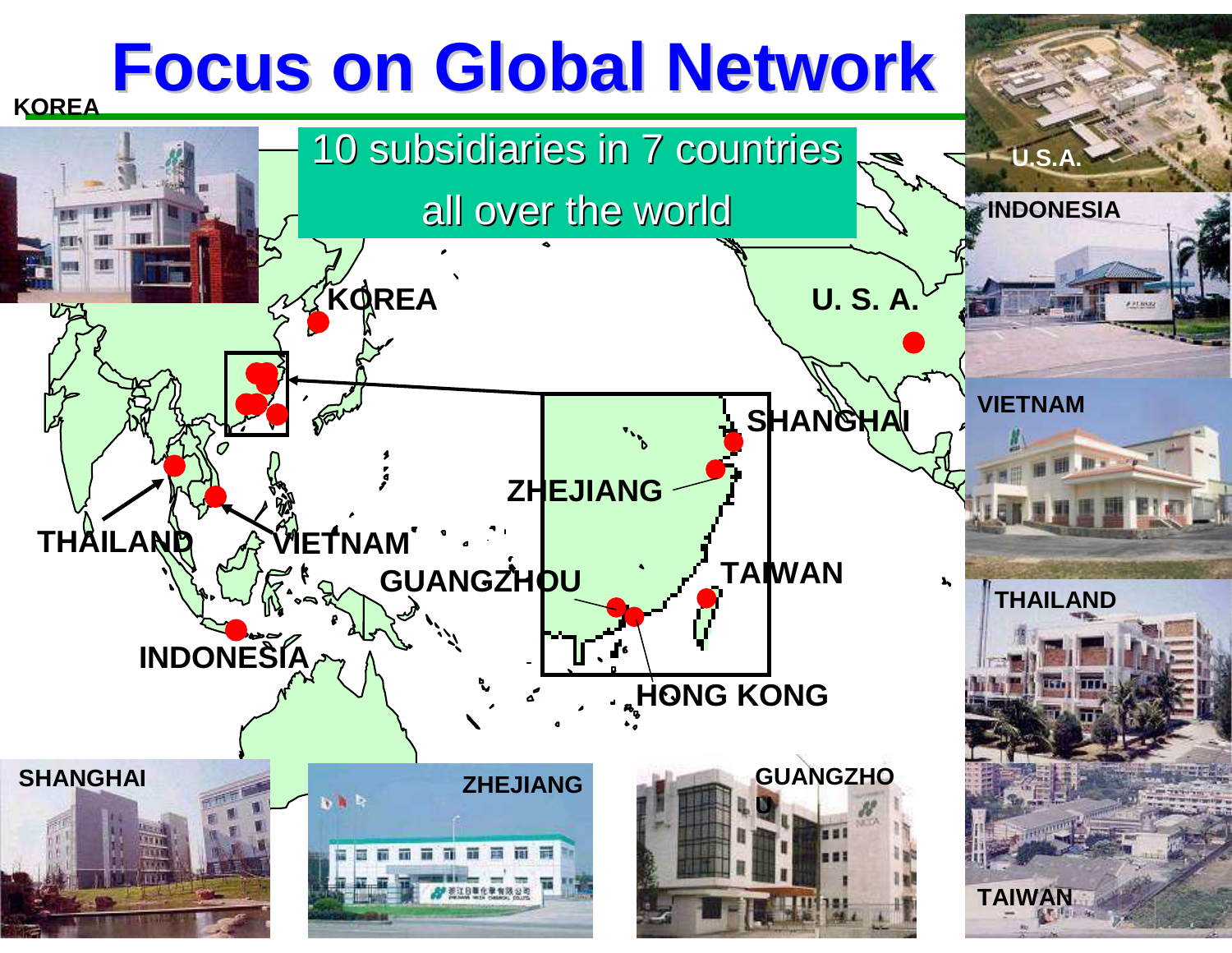# Focus on Global Network

10 subsidiaries in 7 countries all over the world

KOREA

U.S.A.

INDONESIA

VIETNAM

THAILAND

TAIWAN

SHANGHAI

ZHEJIANG

GUANGZHOU

HONG KONG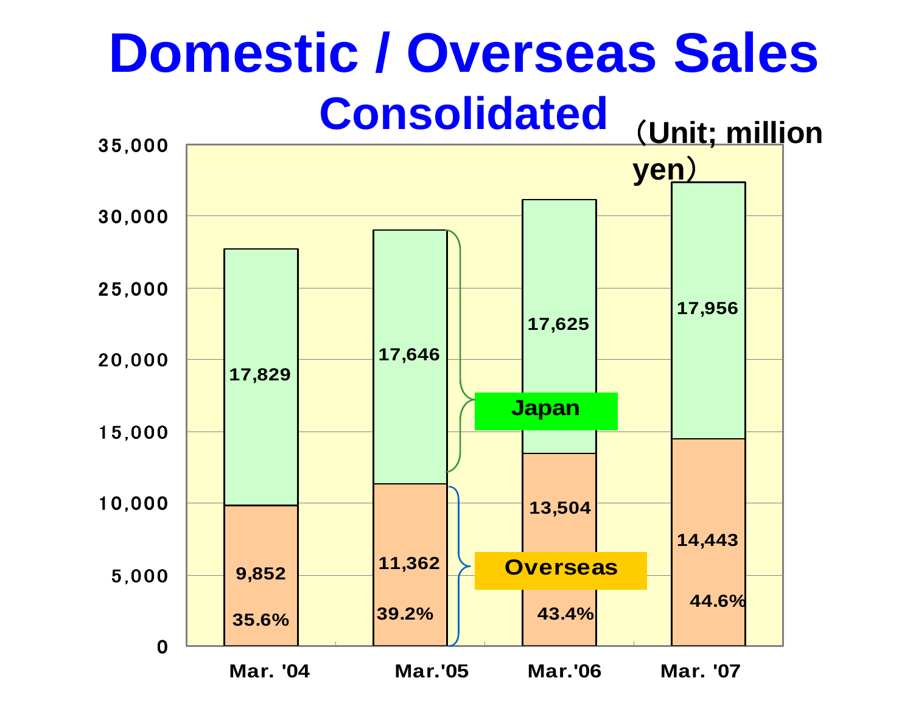# Domestic / Overseas Sales

## Consolidated

（Unit; million yen）

| | Mar. '04 | Mar.'05 | Mar.'06 | Mar. '07 |
|---|---|---|---|---|
| Japan | 17,829 | 17,646 | 17,625 | 17,956 |
| Overseas | 9,852 | 11,362 | 13,504 | 14,443 |
| Overseas ratio | 35.6% | 39.2% | 43.4% | 44.6% |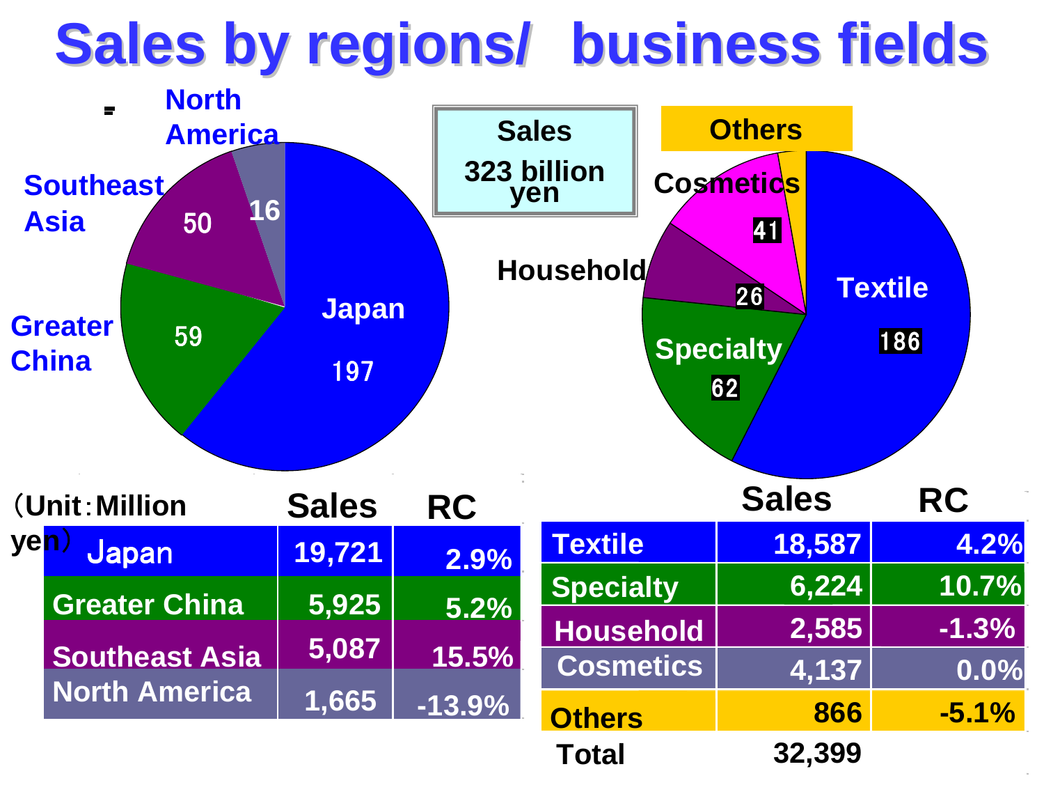# Sales by regions/ business fields

**Sales**
**323 billion yen**

North America 16
Southeast Asia 50
Greater China 59
Japan 197

Others
Cosmetics 41
Household 26
Specialty 62
Textile 186

（Unit：Million yen）

| | Sales | RC |
|---|---|---|
| Japan | 19,721 | 2.9% |
| Greater China | 5,925 | 5.2% |
| Southeast Asia | 5,087 | 15.5% |
| North America | 1,665 | -13.9% |

| | Sales | RC |
|---|---|---|
| Textile | 18,587 | 4.2% |
| Specialty | 6,224 | 10.7% |
| Household | 2,585 | -1.3% |
| Cosmetics | 4,137 | 0.0% |
| Others | 866 | -5.1% |
| Total | 32,399 | |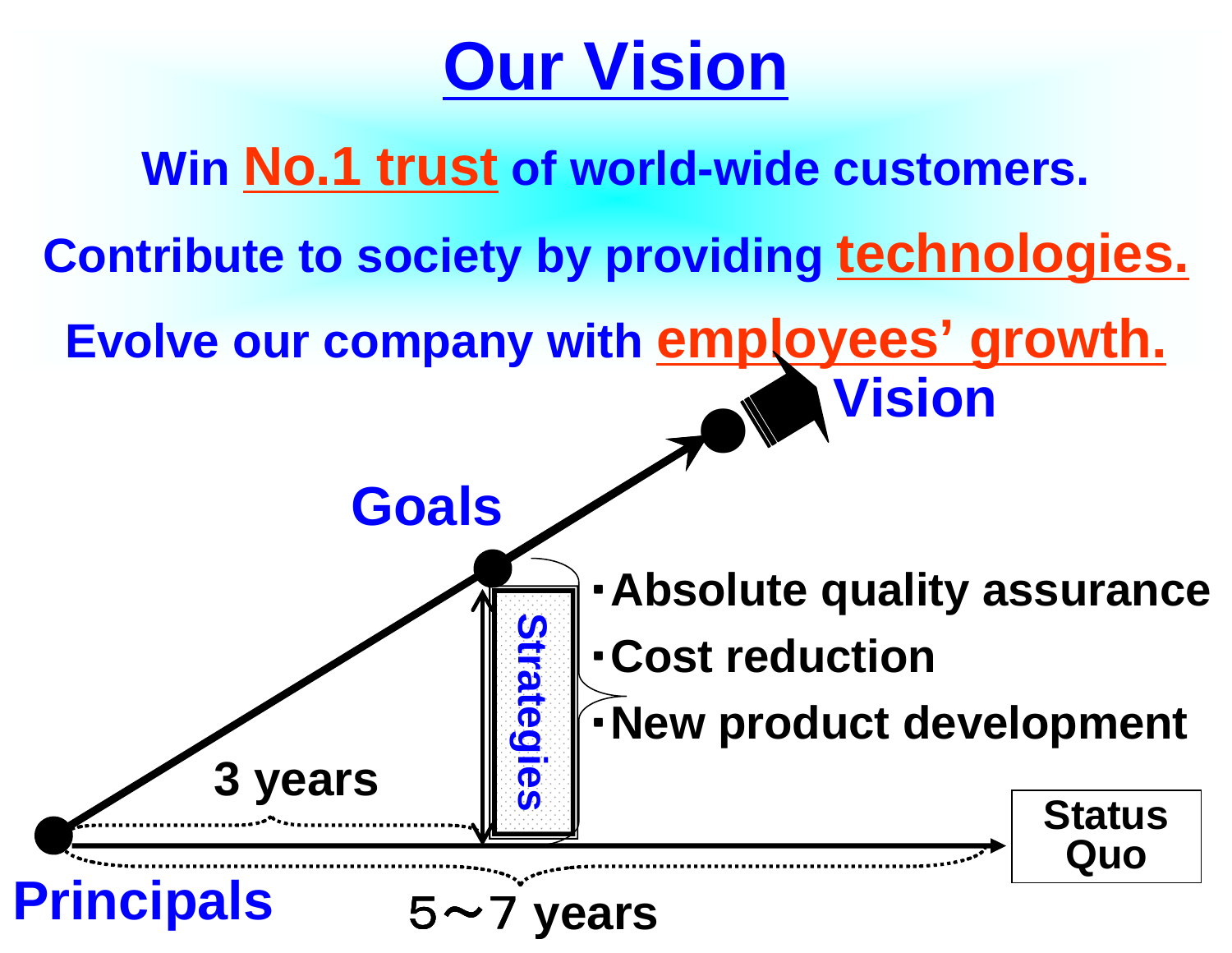# Our Vision

**Win No.1 trust of world-wide customers.**

**Contribute to society by providing technologies.**

**Evolve our company with employees' growth.**

**Vision**

**Goals**

**Strategies**

- **Absolute quality assurance**
- **Cost reduction**
- **New product development**

**3 years**

**Status Quo**

**Principals**

**5～7 years**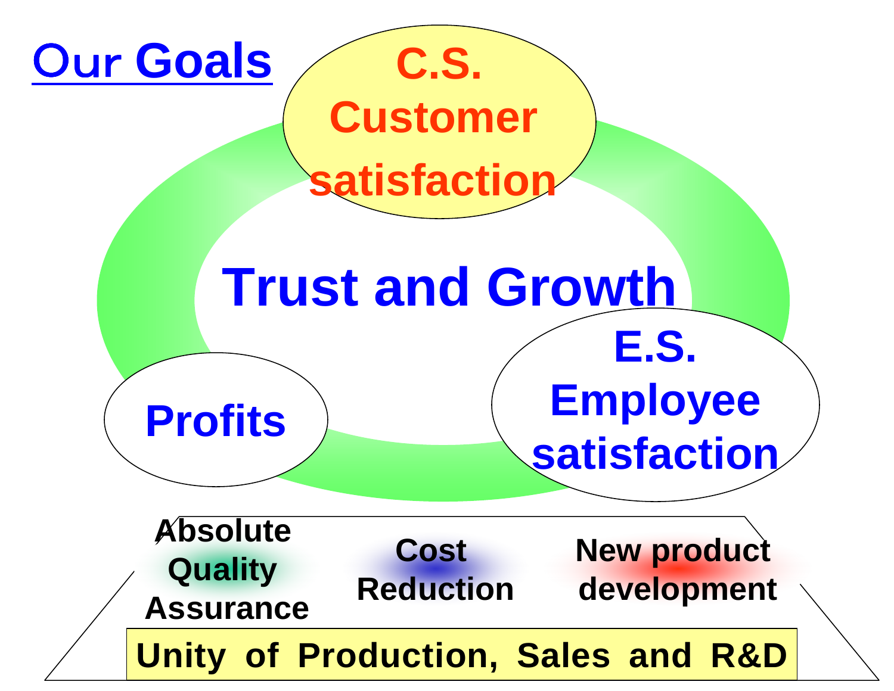# Our Goals

**C.S.**
**Customer satisfaction**

**Trust and Growth**

**Profits**

**E.S.**
**Employee satisfaction**

**Absolute Quality Assurance**

**Cost Reduction**

**New product development**

**Unity of Production, Sales and R&D**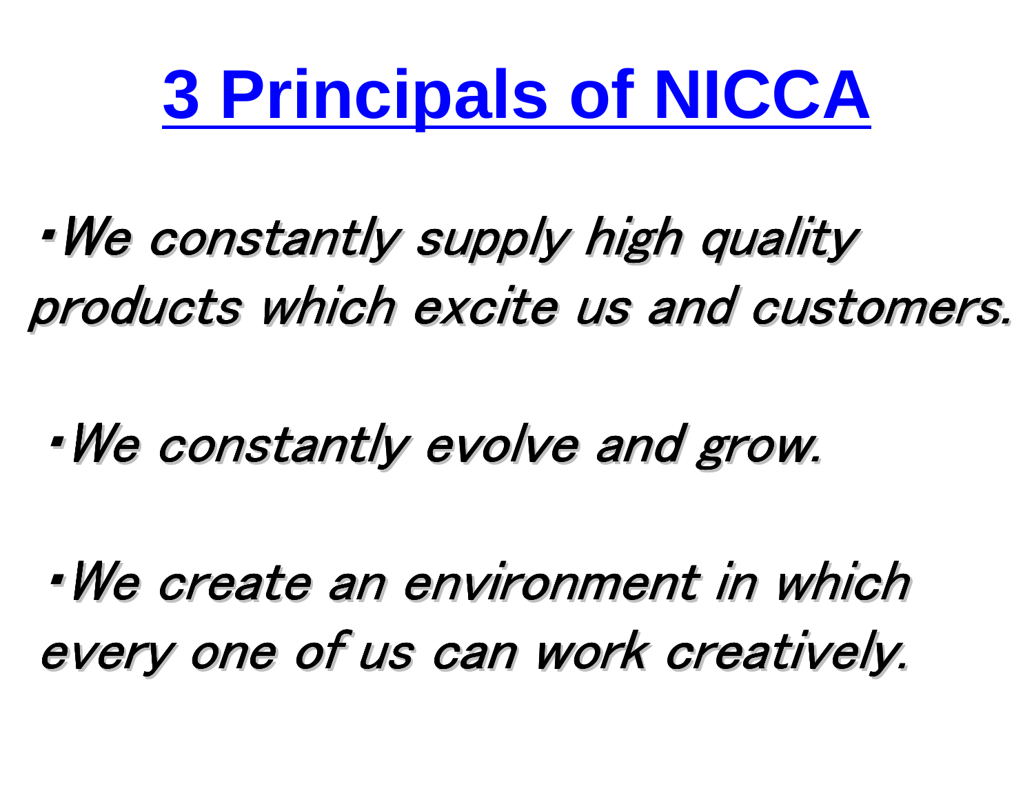# 3 Principals of NICCA

- *We constantly supply high quality products which excite us and customers.*

- *We constantly evolve and grow.*

- *We create an environment in which every one of us can work creatively.*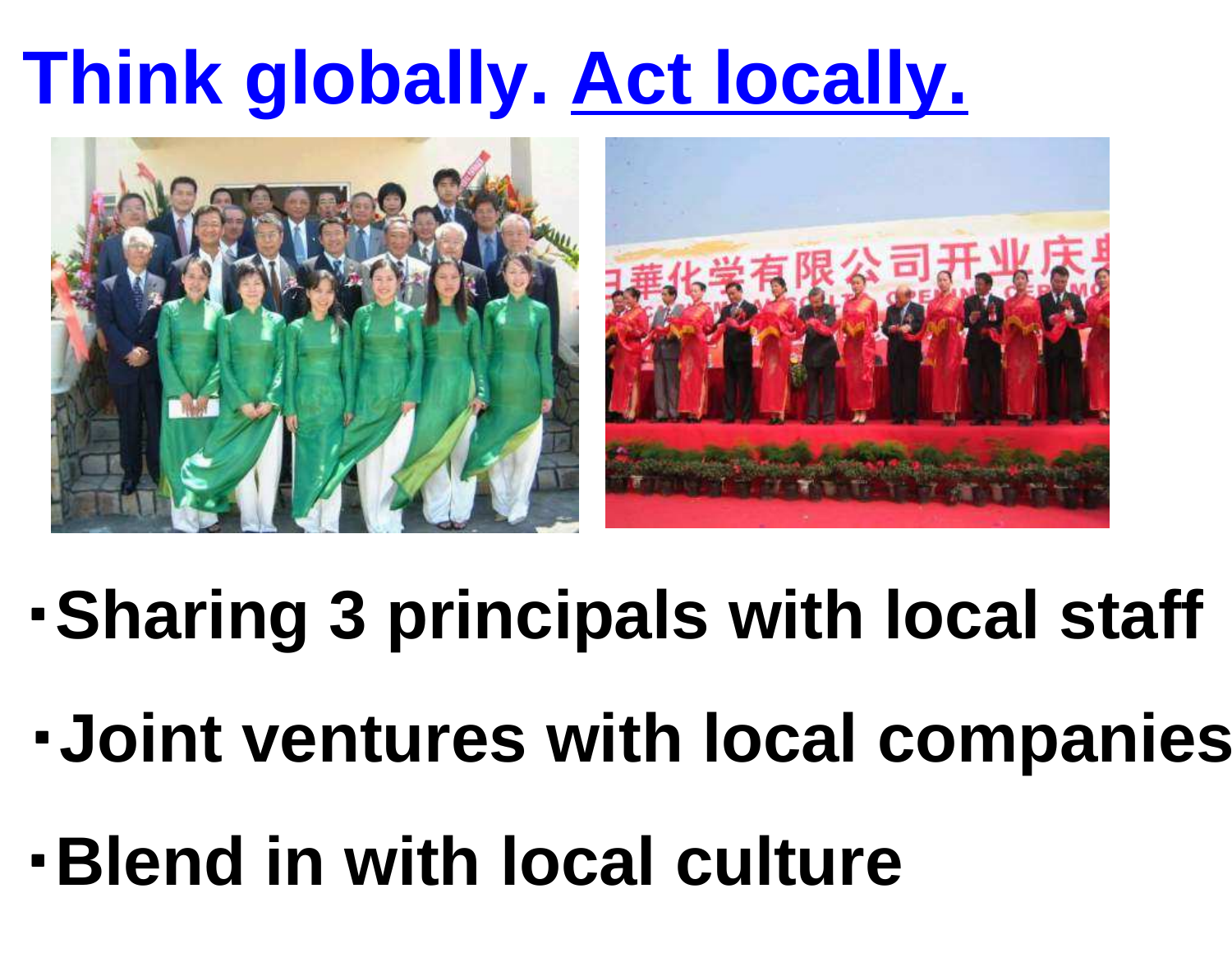# Think globally. Act locally.

- Sharing 3 principals with local staff
- Joint ventures with local companies
- Blend in with local culture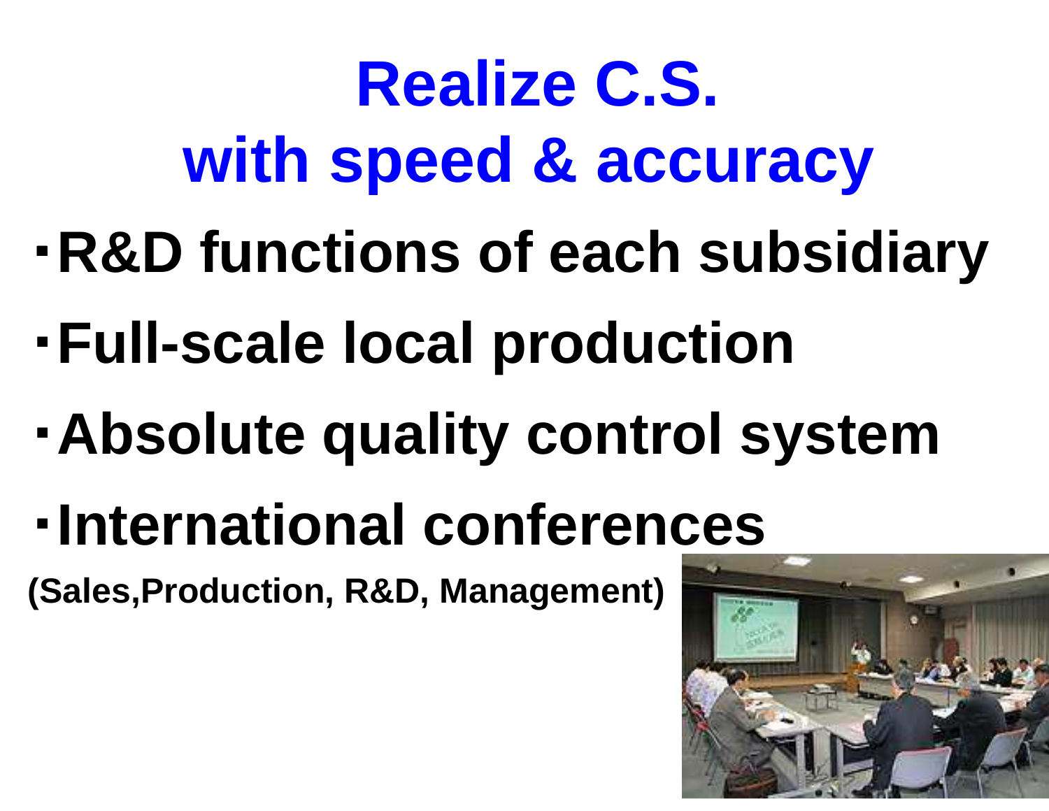# Realize C.S.
# with speed & accuracy

- **R&D functions of each subsidiary**
- **Full-scale local production**
- **Absolute quality control system**
- **International conferences**

**(Sales,Production, R&D, Management)**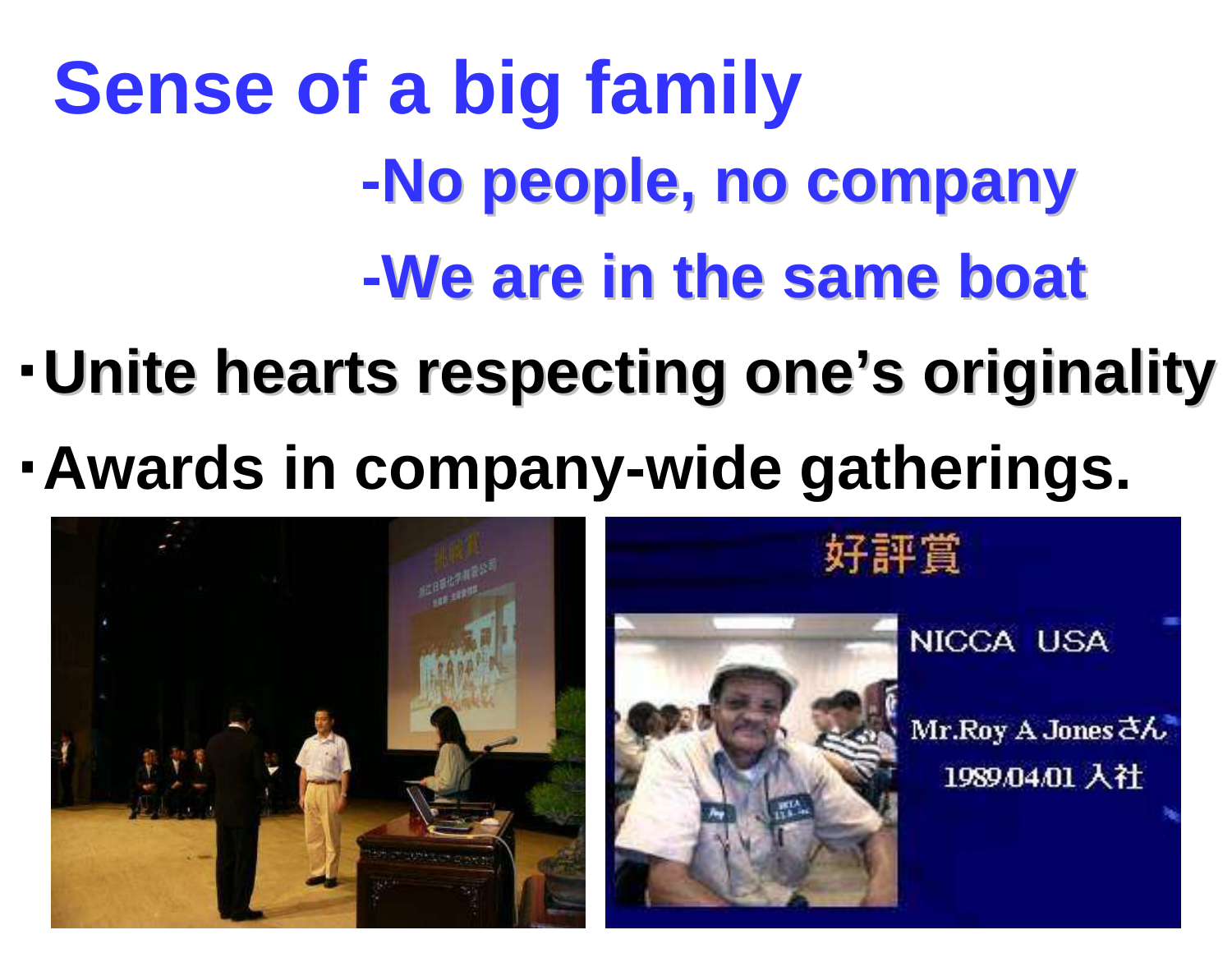# Sense of a big family

-No people, no company

-We are in the same boat

- Unite hearts respecting one's originality
- Awards in company-wide gatherings.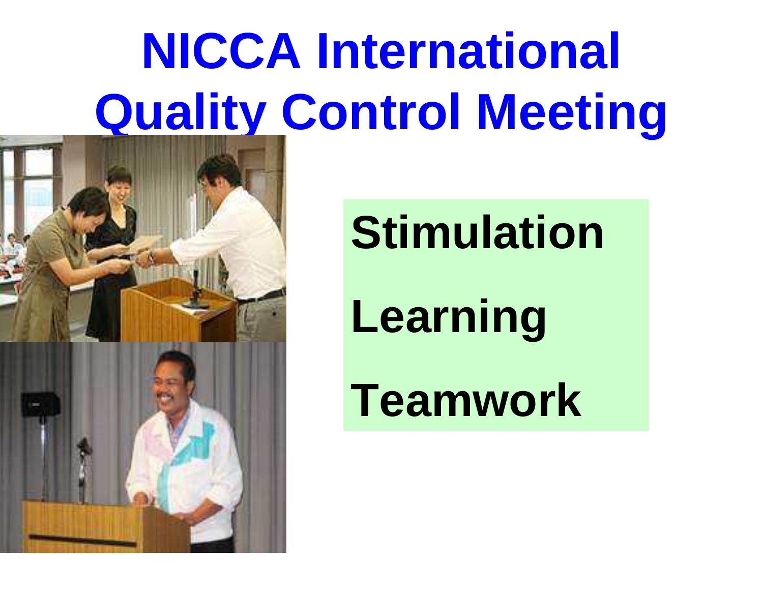# NICCA International Quality Control Meeting

**Stimulation**

**Learning**

**Teamwork**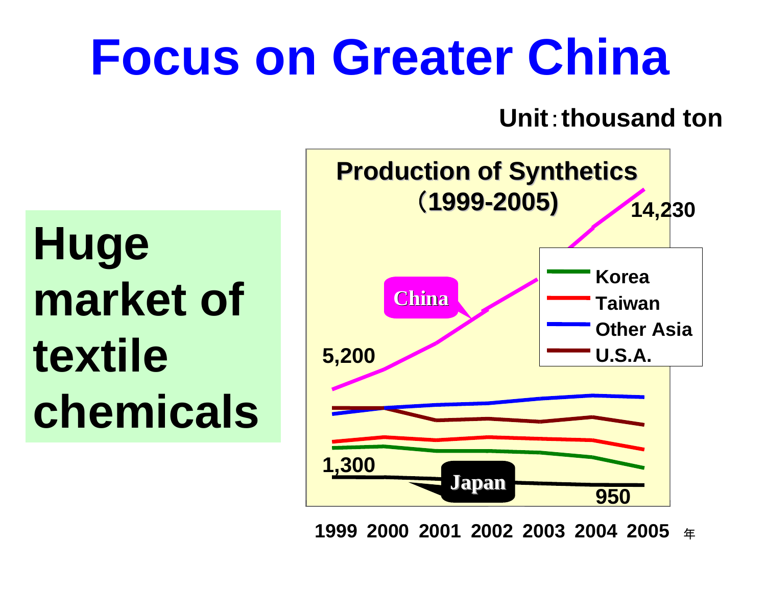# Focus on Greater China

Unit：thousand ton

**Huge market of textile chemicals**

**Production of Synthetics (1999-2005)**

China: 5,200 → 14,230

Japan: 1,300 → 950

Legend: Korea, Taiwan, Other Asia, U.S.A.

1999 2000 2001 2002 2003 2004 2005 年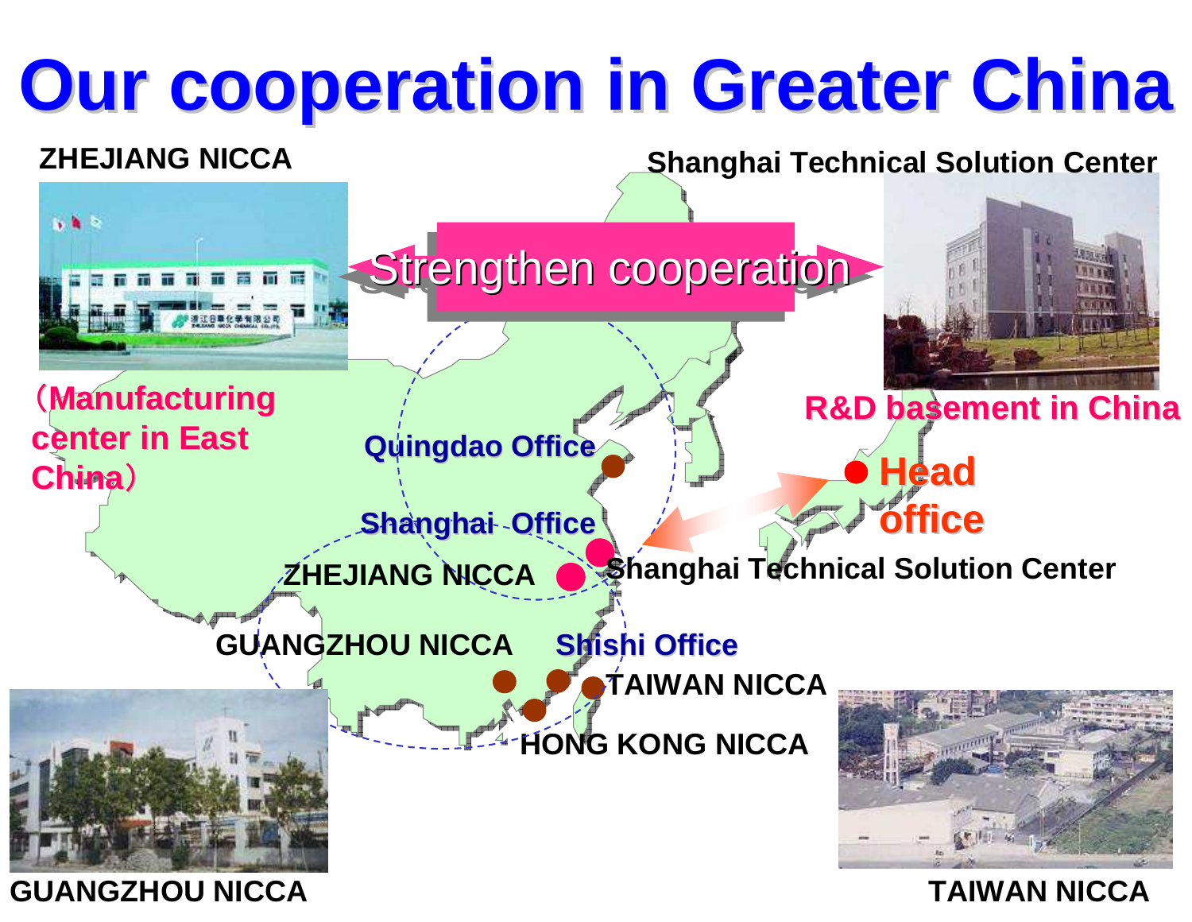# Our cooperation in Greater China

ZHEJIANG NICCA

（Manufacturing center in East China）

Strengthen cooperation

Shanghai Technical Solution Center

R&D basement in China

Quingdao Office

Shanghai Office

ZHEJIANG NICCA

Head office

Shanghai Technical Solution Center

GUANGZHOU NICCA

Shishi Office

TAIWAN NICCA

HONG KONG NICCA

GUANGZHOU NICCA

TAIWAN NICCA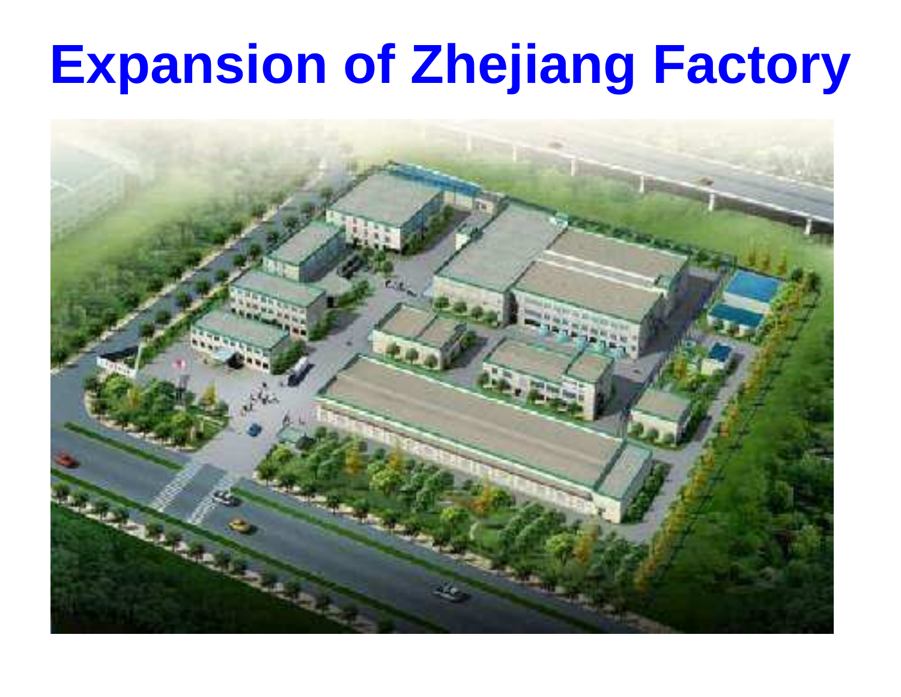# Expansion of Zhejiang Factory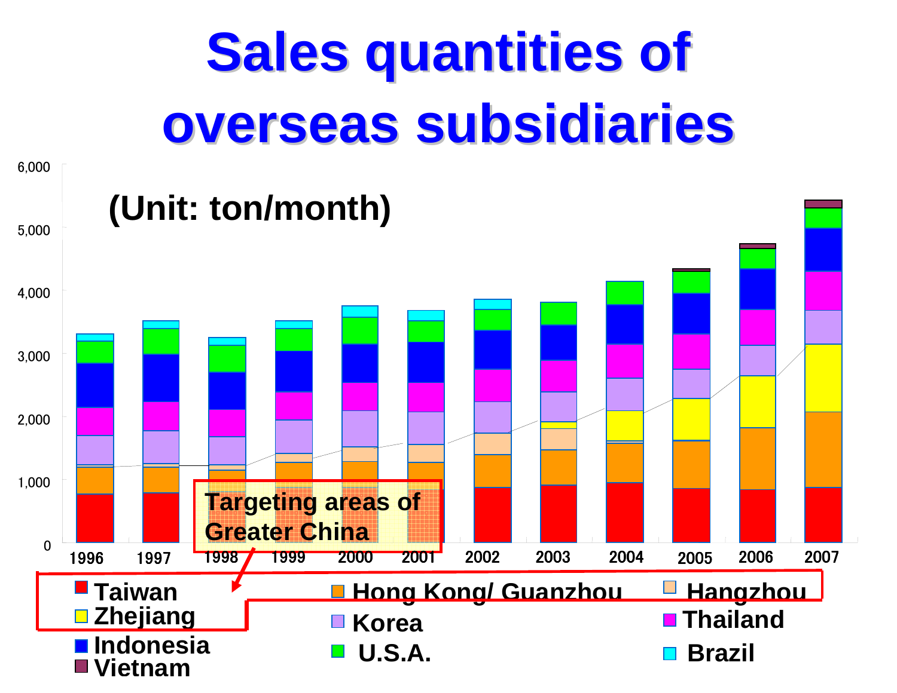# Sales quantities of overseas subsidiaries

(Unit: ton/month)

Targeting areas of Greater China

Years: 1996, 1997, 1998, 1999, 2000, 2001, 2002, 2003, 2004, 2005, 2006, 2007

Y-axis: 0, 1,000, 2,000, 3,000, 4,000, 5,000, 6,000

Legend:
- Taiwan
- Hong Kong/ Guanzhou
- Hangzhou
- Zhejiang
- Korea
- Thailand
- Indonesia
- U.S.A.
- Brazil
- Vietnam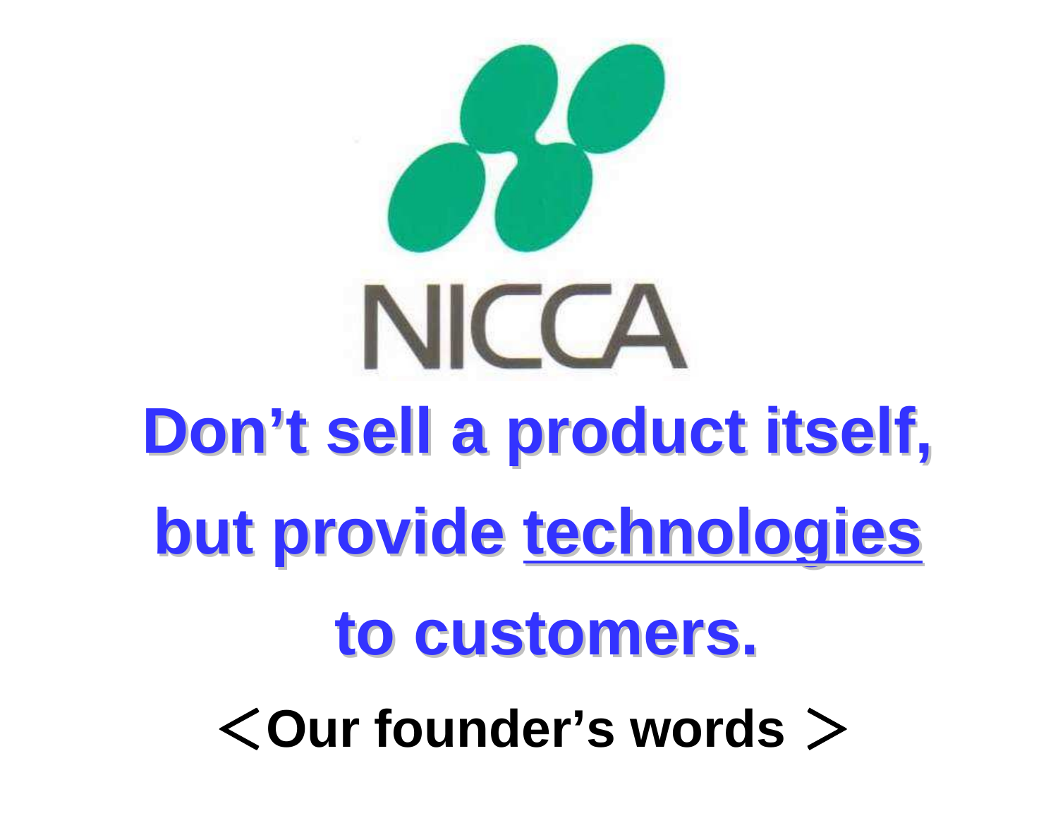NICCA

**Don't sell a product itself, but provide technologies to customers.**

＜**Our founder's words**＞